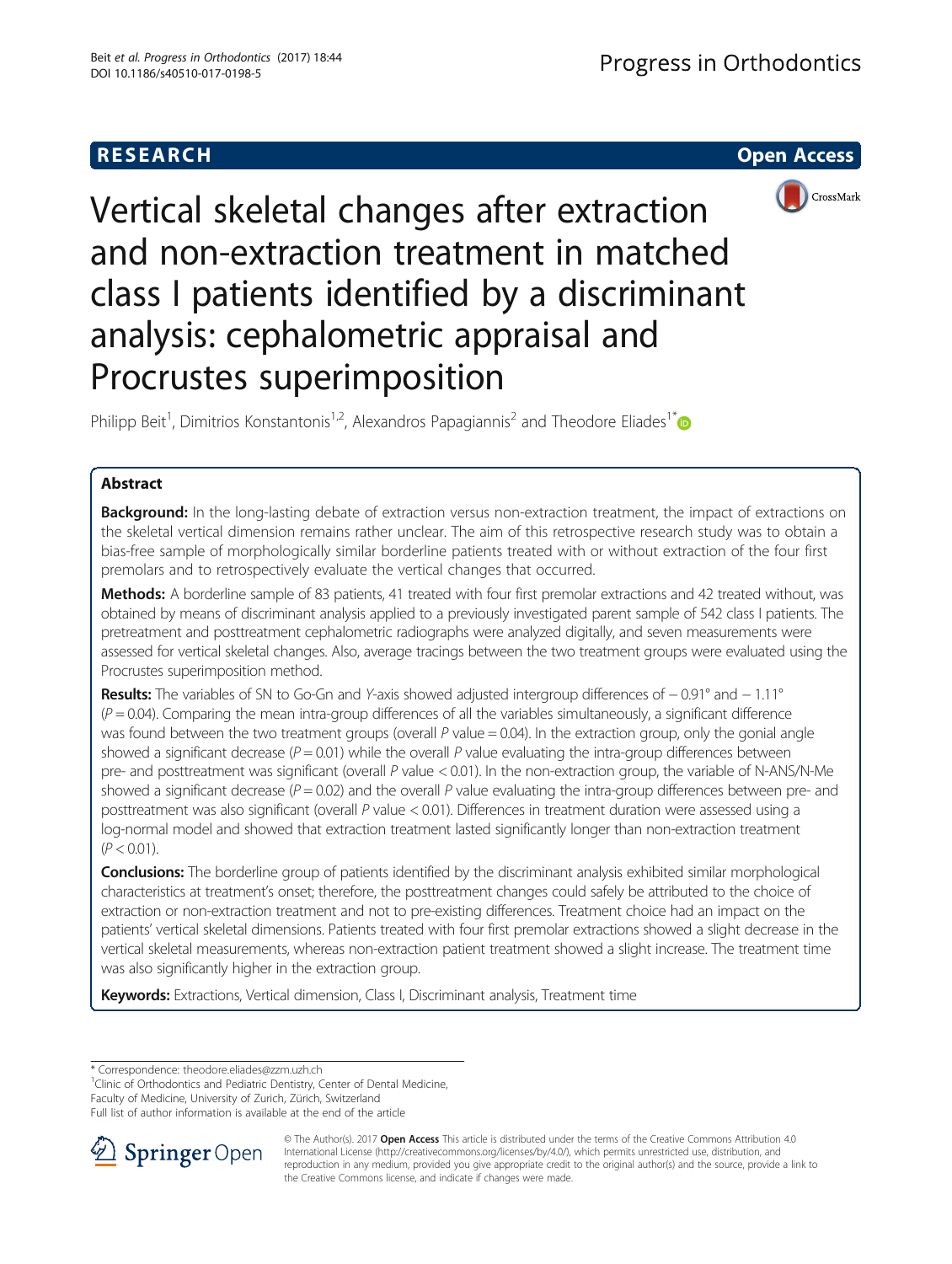RESEARCH

Open Access

# Vertical skeletal changes after extraction and non-extraction treatment in matched class I patients identified by a discriminant analysis: cephalometric appraisal and Procrustes superimposition

Philipp Beit[1], Dimitrios Konstantonis[1,2], Alexandros Papagiannis[2] and Theodore Eliades[1*]

## Abstract

**Background:** In the long-lasting debate of extraction versus non-extraction treatment, the impact of extractions on the skeletal vertical dimension remains rather unclear. The aim of this retrospective research study was to obtain a bias-free sample of morphologically similar borderline patients treated with or without extraction of the four first premolars and to retrospectively evaluate the vertical changes that occurred.

**Methods:** A borderline sample of 83 patients, 41 treated with four first premolar extractions and 42 treated without, was obtained by means of discriminant analysis applied to a previously investigated parent sample of 542 class I patients. The pretreatment and posttreatment cephalometric radiographs were analyzed digitally, and seven measurements were assessed for vertical skeletal changes. Also, average tracings between the two treatment groups were evaluated using the Procrustes superimposition method.

**Results:** The variables of SN to Go-Gn and *Y*-axis showed adjusted intergroup differences of − 0.91° and − 1.11° ($P = 0.04$). Comparing the mean intra-group differences of all the variables simultaneously, a significant difference was found between the two treatment groups (overall *P* value = 0.04). In the extraction group, only the gonial angle showed a significant decrease ($P = 0.01$) while the overall *P* value evaluating the intra-group differences between pre- and posttreatment was significant (overall *P* value < 0.01). In the non-extraction group, the variable of N-ANS/N-Me showed a significant decrease ($P = 0.02$) and the overall *P* value evaluating the intra-group differences between pre- and posttreatment was also significant (overall *P* value < 0.01). Differences in treatment duration were assessed using a log-normal model and showed that extraction treatment lasted significantly longer than non-extraction treatment ($P < 0.01$).

**Conclusions:** The borderline group of patients identified by the discriminant analysis exhibited similar morphological characteristics at treatment's onset; therefore, the posttreatment changes could safely be attributed to the choice of extraction or non-extraction treatment and not to pre-existing differences. Treatment choice had an impact on the patients' vertical skeletal dimensions. Patients treated with four first premolar extractions showed a slight decrease in the vertical skeletal measurements, whereas non-extraction patient treatment showed a slight increase. The treatment time was also significantly higher in the extraction group.

**Keywords:** Extractions, Vertical dimension, Class I, Discriminant analysis, Treatment time

---

* Correspondence: theodore.eliades@zzm.uzh.ch
[1] Clinic of Orthodontics and Pediatric Dentistry, Center of Dental Medicine, Faculty of Medicine, University of Zurich, Zürich, Switzerland
Full list of author information is available at the end of the article

© The Author(s). 2017 **Open Access** This article is distributed under the terms of the Creative Commons Attribution 4.0 International License (http://creativecommons.org/licenses/by/4.0/), which permits unrestricted use, distribution, and reproduction in any medium, provided you give appropriate credit to the original author(s) and the source, provide a link to the Creative Commons license, and indicate if changes were made.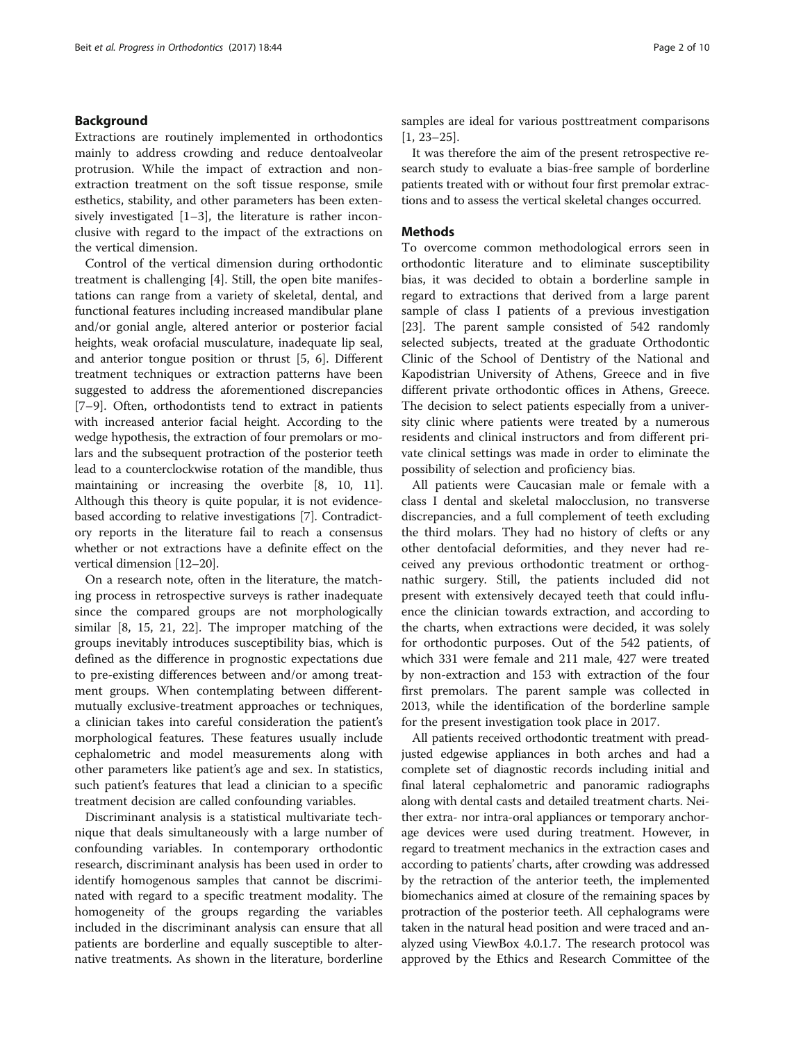## Background

Extractions are routinely implemented in orthodontics mainly to address crowding and reduce dentoalveolar protrusion. While the impact of extraction and non-extraction treatment on the soft tissue response, smile esthetics, stability, and other parameters has been extensively investigated [1–3], the literature is rather inconclusive with regard to the impact of the extractions on the vertical dimension.

Control of the vertical dimension during orthodontic treatment is challenging [4]. Still, the open bite manifestations can range from a variety of skeletal, dental, and functional features including increased mandibular plane and/or gonial angle, altered anterior or posterior facial heights, weak orofacial musculature, inadequate lip seal, and anterior tongue position or thrust [5, 6]. Different treatment techniques or extraction patterns have been suggested to address the aforementioned discrepancies [7–9]. Often, orthodontists tend to extract in patients with increased anterior facial height. According to the wedge hypothesis, the extraction of four premolars or molars and the subsequent protraction of the posterior teeth lead to a counterclockwise rotation of the mandible, thus maintaining or increasing the overbite [8, 10, 11]. Although this theory is quite popular, it is not evidence-based according to relative investigations [7]. Contradictory reports in the literature fail to reach a consensus whether or not extractions have a definite effect on the vertical dimension [12–20].

On a research note, often in the literature, the matching process in retrospective surveys is rather inadequate since the compared groups are not morphologically similar [8, 15, 21, 22]. The improper matching of the groups inevitably introduces susceptibility bias, which is defined as the difference in prognostic expectations due to pre-existing differences between and/or among treatment groups. When contemplating between different-mutually exclusive-treatment approaches or techniques, a clinician takes into careful consideration the patient's morphological features. These features usually include cephalometric and model measurements along with other parameters like patient's age and sex. In statistics, such patient's features that lead a clinician to a specific treatment decision are called confounding variables.

Discriminant analysis is a statistical multivariate technique that deals simultaneously with a large number of confounding variables. In contemporary orthodontic research, discriminant analysis has been used in order to identify homogenous samples that cannot be discriminated with regard to a specific treatment modality. The homogeneity of the groups regarding the variables included in the discriminant analysis can ensure that all patients are borderline and equally susceptible to alternative treatments. As shown in the literature, borderline samples are ideal for various posttreatment comparisons [1, 23–25].

It was therefore the aim of the present retrospective research study to evaluate a bias-free sample of borderline patients treated with or without four first premolar extractions and to assess the vertical skeletal changes occurred.

## Methods

To overcome common methodological errors seen in orthodontic literature and to eliminate susceptibility bias, it was decided to obtain a borderline sample in regard to extractions that derived from a large parent sample of class I patients of a previous investigation [23]. The parent sample consisted of 542 randomly selected subjects, treated at the graduate Orthodontic Clinic of the School of Dentistry of the National and Kapodistrian University of Athens, Greece and in five different private orthodontic offices in Athens, Greece. The decision to select patients especially from a university clinic where patients were treated by a numerous residents and clinical instructors and from different private clinical settings was made in order to eliminate the possibility of selection and proficiency bias.

All patients were Caucasian male or female with a class I dental and skeletal malocclusion, no transverse discrepancies, and a full complement of teeth excluding the third molars. They had no history of clefts or any other dentofacial deformities, and they never had received any previous orthodontic treatment or orthognathic surgery. Still, the patients included did not present with extensively decayed teeth that could influence the clinician towards extraction, and according to the charts, when extractions were decided, it was solely for orthodontic purposes. Out of the 542 patients, of which 331 were female and 211 male, 427 were treated by non-extraction and 153 with extraction of the four first premolars. The parent sample was collected in 2013, while the identification of the borderline sample for the present investigation took place in 2017.

All patients received orthodontic treatment with preadjusted edgewise appliances in both arches and had a complete set of diagnostic records including initial and final lateral cephalometric and panoramic radiographs along with dental casts and detailed treatment charts. Neither extra- nor intra-oral appliances or temporary anchorage devices were used during treatment. However, in regard to treatment mechanics in the extraction cases and according to patients' charts, after crowding was addressed by the retraction of the anterior teeth, the implemented biomechanics aimed at closure of the remaining spaces by protraction of the posterior teeth. All cephalograms were taken in the natural head position and were traced and analyzed using ViewBox 4.0.1.7. The research protocol was approved by the Ethics and Research Committee of the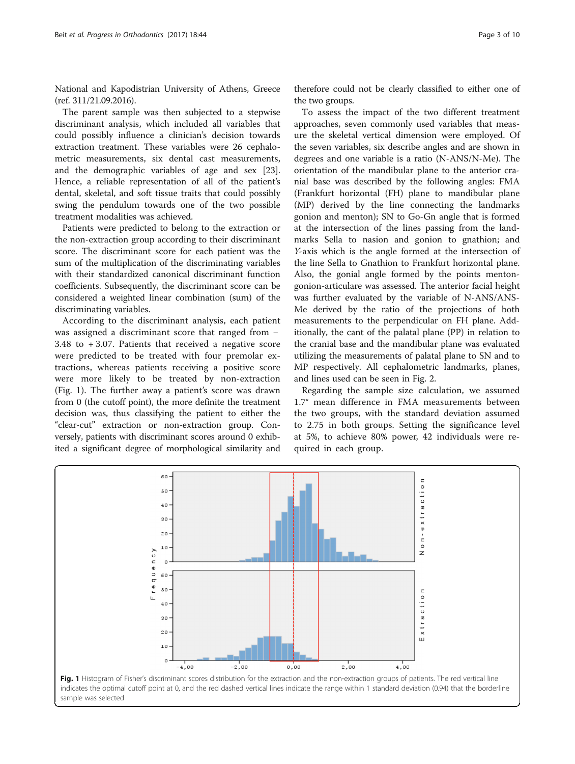National and Kapodistrian University of Athens, Greece (ref. 311/21.09.2016).

The parent sample was then subjected to a stepwise discriminant analysis, which included all variables that could possibly influence a clinician's decision towards extraction treatment. These variables were 26 cephalometric measurements, six dental cast measurements, and the demographic variables of age and sex [23]. Hence, a reliable representation of all of the patient's dental, skeletal, and soft tissue traits that could possibly swing the pendulum towards one of the two possible treatment modalities was achieved.

Patients were predicted to belong to the extraction or the non-extraction group according to their discriminant score. The discriminant score for each patient was the sum of the multiplication of the discriminating variables with their standardized canonical discriminant function coefficients. Subsequently, the discriminant score can be considered a weighted linear combination (sum) of the discriminating variables.

According to the discriminant analysis, each patient was assigned a discriminant score that ranged from − 3.48 to + 3.07. Patients that received a negative score were predicted to be treated with four premolar extractions, whereas patients receiving a positive score were more likely to be treated by non-extraction (Fig. 1). The further away a patient's score was drawn from 0 (the cutoff point), the more definite the treatment decision was, thus classifying the patient to either the "clear-cut" extraction or non-extraction group. Conversely, patients with discriminant scores around 0 exhibited a significant degree of morphological similarity and therefore could not be clearly classified to either one of the two groups.

To assess the impact of the two different treatment approaches, seven commonly used variables that measure the skeletal vertical dimension were employed. Of the seven variables, six describe angles and are shown in degrees and one variable is a ratio (N-ANS/N-Me). The orientation of the mandibular plane to the anterior cranial base was described by the following angles: FMA (Frankfurt horizontal (FH) plane to mandibular plane (MP) derived by the line connecting the landmarks gonion and menton); SN to Go-Gn angle that is formed at the intersection of the lines passing from the landmarks Sella to nasion and gonion to gnathion; and *Y*-axis which is the angle formed at the intersection of the line Sella to Gnathion to Frankfurt horizontal plane. Also, the gonial angle formed by the points menton-gonion-articulare was assessed. The anterior facial height was further evaluated by the variable of N-ANS/ANS-Me derived by the ratio of the projections of both measurements to the perpendicular on FH plane. Additionally, the cant of the palatal plane (PP) in relation to the cranial base and the mandibular plane was evaluated utilizing the measurements of palatal plane to SN and to MP respectively. All cephalometric landmarks, planes, and lines used can be seen in Fig. 2.

Regarding the sample size calculation, we assumed 1.7° mean difference in FMA measurements between the two groups, with the standard deviation assumed to 2.75 in both groups. Setting the significance level at 5%, to achieve 80% power, 42 individuals were required in each group.

Frequency

Non-extraction

Extraction

60
50
40
30
20
10
0

-4,00 -2,00 0,00 2,00 4,00

**Fig. 1** Histogram of Fisher's discriminant scores distribution for the extraction and the non-extraction groups of patients. The red vertical line indicates the optimal cutoff point at 0, and the red dashed vertical lines indicate the range within 1 standard deviation (0.94) that the borderline sample was selected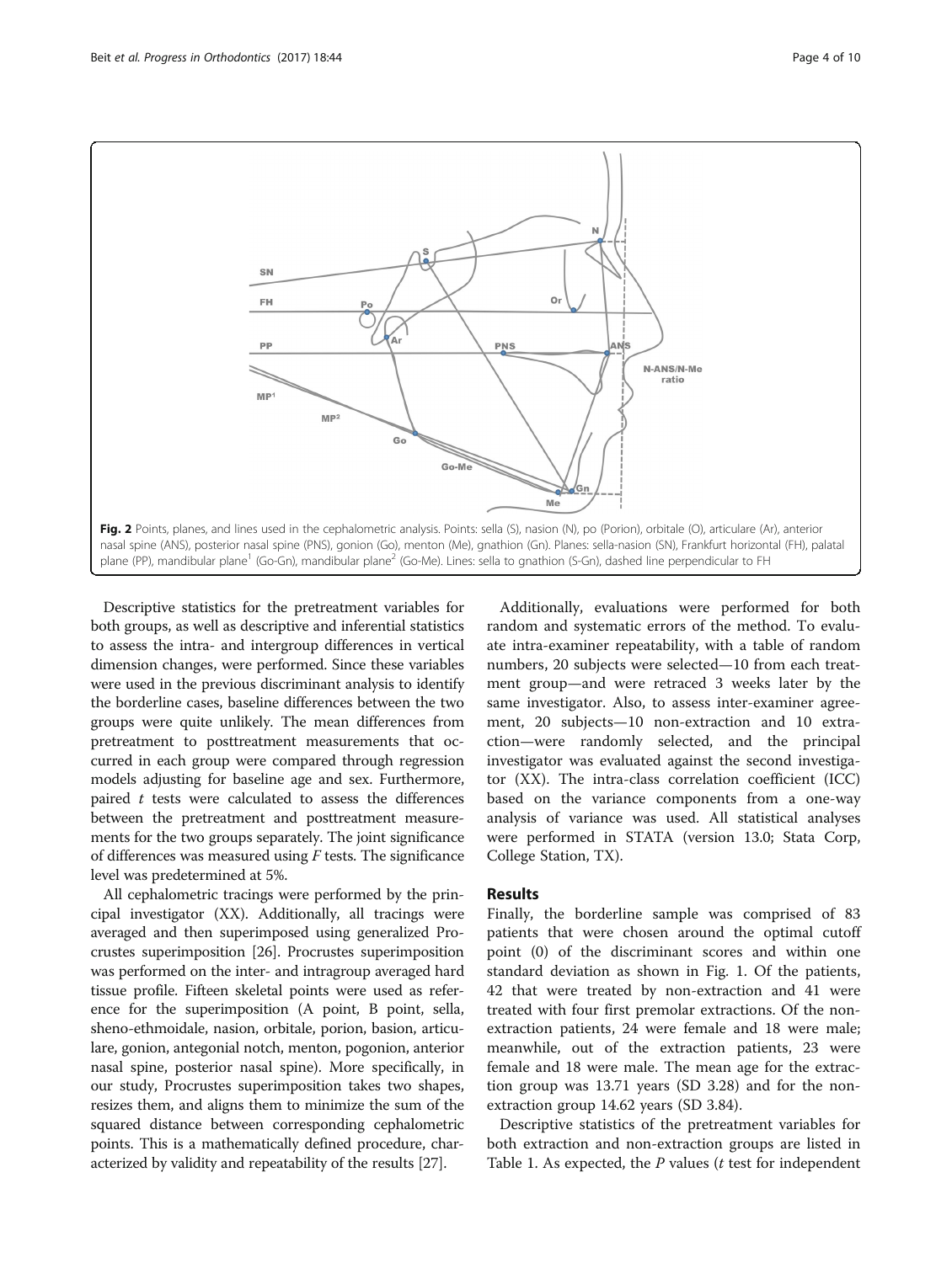Fig. 2 Points, planes, and lines used in the cephalometric analysis. Points: sella (S), nasion (N), po (Porion), orbitale (O), articulare (Ar), anterior nasal spine (ANS), posterior nasal spine (PNS), gonion (Go), menton (Me), gnathion (Gn). Planes: sella-nasion (SN), Frankfurt horizontal (FH), palatal plane (PP), mandibular plane[1] (Go-Gn), mandibular plane[2] (Go-Me). Lines: sella to gnathion (S-Gn), dashed line perpendicular to FH

Descriptive statistics for the pretreatment variables for both groups, as well as descriptive and inferential statistics to assess the intra- and intergroup differences in vertical dimension changes, were performed. Since these variables were used in the previous discriminant analysis to identify the borderline cases, baseline differences between the two groups were quite unlikely. The mean differences from pretreatment to posttreatment measurements that occurred in each group were compared through regression models adjusting for baseline age and sex. Furthermore, paired $t$ tests were calculated to assess the differences between the pretreatment and posttreatment measurements for the two groups separately. The joint significance of differences was measured using $F$ tests. The significance level was predetermined at 5%.

All cephalometric tracings were performed by the principal investigator (XX). Additionally, all tracings were averaged and then superimposed using generalized Procrustes superimposition [26]. Procrustes superimposition was performed on the inter- and intragroup averaged hard tissue profile. Fifteen skeletal points were used as reference for the superimposition (A point, B point, sella, sheno-ethmoidale, nasion, orbitale, porion, basion, articulare, gonion, antegonial notch, menton, pogonion, anterior nasal spine, posterior nasal spine). More specifically, in our study, Procrustes superimposition takes two shapes, resizes them, and aligns them to minimize the sum of the squared distance between corresponding cephalometric points. This is a mathematically defined procedure, characterized by validity and repeatability of the results [27].

Additionally, evaluations were performed for both random and systematic errors of the method. To evaluate intra-examiner repeatability, with a table of random numbers, 20 subjects were selected—10 from each treatment group—and were retraced 3 weeks later by the same investigator. Also, to assess inter-examiner agreement, 20 subjects—10 non-extraction and 10 extraction—were randomly selected, and the principal investigator was evaluated against the second investigator (XX). The intra-class correlation coefficient (ICC) based on the variance components from a one-way analysis of variance was used. All statistical analyses were performed in STATA (version 13.0; Stata Corp, College Station, TX).

## Results

Finally, the borderline sample was comprised of 83 patients that were chosen around the optimal cutoff point (0) of the discriminant scores and within one standard deviation as shown in Fig. 1. Of the patients, 42 that were treated by non-extraction and 41 were treated with four first premolar extractions. Of the non-extraction patients, 24 were female and 18 were male; meanwhile, out of the extraction patients, 23 were female and 18 were male. The mean age for the extraction group was 13.71 years (SD 3.28) and for the non-extraction group 14.62 years (SD 3.84).

Descriptive statistics of the pretreatment variables for both extraction and non-extraction groups are listed in Table 1. As expected, the $P$ values ($t$ test for independent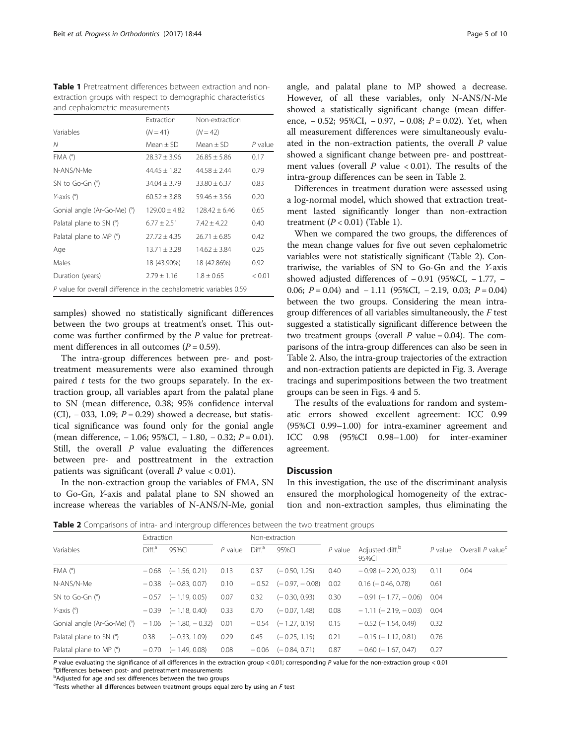**Table 1** Pretreatment differences between extraction and non-extraction groups with respect to demographic characteristics and cephalometric measurements

| Variables | Extraction ($N = 41$) | Non-extraction ($N = 42$) | |
|---|---|---|---|
| $N$ | Mean ± SD | Mean ± SD | $P$ value |
| FMA (°) | 28.37 ± 3.96 | 26.85 ± 5.86 | 0.17 |
| N-ANS/N-Me | 44.45 ± 1.82 | 44.58 ± 2.44 | 0.79 |
| SN to Go-Gn (°) | 34.04 ± 3.79 | 33.80 ± 6.37 | 0.83 |
| $Y$-axis (°) | 60.52 ± 3.88 | 59.46 ± 3.56 | 0.20 |
| Gonial angle (Ar-Go-Me) (°) | 129.00 ± 4.82 | 128.42 ± 6.46 | 0.65 |
| Palatal plane to SN (°) | 6.77 ± 2.51 | 7.42 ± 4.22 | 0.40 |
| Palatal plane to MP (°) | 27.72 ± 4.35 | 26.71 ± 6.85 | 0.42 |
| Age | 13.71 ± 3.28 | 14.62 ± 3.84 | 0.25 |
| Males | 18 (43.90%) | 18 (42.86%) | 0.92 |
| Duration (years) | 2.79 ± 1.16 | 1.8 ± 0.65 | < 0.01 |

$P$ value for overall difference in the cephalometric variables 0.59

samples) showed no statistically significant differences between the two groups at treatment's onset. This outcome was further confirmed by the $P$ value for pretreatment differences in all outcomes ($P = 0.59$).

The intra-group differences between pre- and posttreatment measurements were also examined through paired $t$ tests for the two groups separately. In the extraction group, all variables apart from the palatal plane to SN (mean difference, 0.38; 95% confidence interval (CI), − 033, 1.09; $P = 0.29$) showed a decrease, but statistical significance was found only for the gonial angle (mean difference, − 1.06; 95%CI, − 1.80, − 0.32; $P = 0.01$). Still, the overall $P$ value evaluating the differences between pre- and posttreatment in the extraction patients was significant (overall $P$ value $< 0.01$).

In the non-extraction group the variables of FMA, SN to Go-Gn, $Y$-axis and palatal plane to SN showed an increase whereas the variables of N-ANS/N-Me, gonial angle, and palatal plane to MP showed a decrease. However, of all these variables, only N-ANS/N-Me showed a statistically significant change (mean difference, − 0.52; 95%CI, − 0.97, − 0.08; $P = 0.02$). Yet, when all measurement differences were simultaneously evaluated in the non-extraction patients, the overall $P$ value showed a significant change between pre- and posttreatment values (overall $P$ value $< 0.01$). The results of the intra-group differences can be seen in Table 2.

Differences in treatment duration were assessed using a log-normal model, which showed that extraction treatment lasted significantly longer than non-extraction treatment ($P < 0.01$) (Table 1).

When we compared the two groups, the differences of the mean change values for five out seven cephalometric variables were not statistically significant (Table 2). Contrariwise, the variables of SN to Go-Gn and the $Y$-axis showed adjusted differences of − 0.91 (95%CI, − 1.77, − 0.06; $P = 0.04$) and − 1.11 (95%CI, − 2.19, 0.03; $P = 0.04$) between the two groups. Considering the mean intra-group differences of all variables simultaneously, the $F$ test suggested a statistically significant difference between the two treatment groups (overall $P$ value = 0.04). The comparisons of the intra-group differences can also be seen in Table 2. Also, the intra-group trajectories of the extraction and non-extraction patients are depicted in Fig. 3. Average tracings and superimpositions between the two treatment groups can be seen in Figs. 4 and 5.

The results of the evaluations for random and systematic errors showed excellent agreement: ICC 0.99 (95%CI 0.99–1.00) for intra-examiner agreement and ICC 0.98 (95%CI 0.98–1.00) for inter-examiner agreement.

## Discussion

In this investigation, the use of the discriminant analysis ensured the morphological homogeneity of the extraction and non-extraction samples, thus eliminating the

**Table 2** Comparisons of intra- and intergroup differences between the two treatment groups

| Variables | Extraction | | | Non-extraction | | | | | |
|---|---|---|---|---|---|---|---|---|---|
| | Diff.[a] | 95%CI | $P$ value | Diff.[a] | 95%CI | $P$ value | Adjusted diff.[b] 95%CI | $P$ value | Overall $P$ value[c] |
| FMA (°) | − 0.68 | (− 1.56, 0.21) | 0.13 | 0.37 | (− 0.50, 1.25) | 0.40 | − 0.98 (− 2.20, 0.23) | 0.11 | 0.04 |
| N-ANS/N-Me | − 0.38 | (− 0.83, 0.07) | 0.10 | − 0.52 | (− 0.97, − 0.08) | 0.02 | 0.16 (− 0.46, 0.78) | 0.61 | |
| SN to Go-Gn (°) | − 0.57 | (− 1.19, 0.05) | 0.07 | 0.32 | (− 0.30, 0.93) | 0.30 | − 0.91 (− 1.77, − 0.06) | 0.04 | |
| $Y$-axis (°) | − 0.39 | (− 1.18, 0.40) | 0.33 | 0.70 | (− 0.07, 1.48) | 0.08 | − 1.11 (− 2.19, − 0.03) | 0.04 | |
| Gonial angle (Ar-Go-Me) (°) | − 1.06 | (− 1.80, − 0.32) | 0.01 | − 0.54 | (− 1.27, 0.19) | 0.15 | − 0.52 (− 1.54, 0.49) | 0.32 | |
| Palatal plane to SN (°) | 0.38 | (− 0.33, 1.09) | 0.29 | 0.45 | (− 0.25, 1.15) | 0.21 | − 0.15 (− 1.12, 0.81) | 0.76 | |
| Palatal plane to MP (°) | − 0.70 | (− 1.49, 0.08) | 0.08 | − 0.06 | (− 0.84, 0.71) | 0.87 | − 0.60 (− 1.67, 0.47) | 0.27 | |

$P$ value evaluating the significance of all differences in the extraction group $< 0.01$; corresponding $P$ value for the non-extraction group $< 0.01$

[a]Differences between post- and pretreatment measurements

[b]Adjusted for age and sex differences between the two groups

[c]Tests whether all differences between treatment groups equal zero by using an $F$ test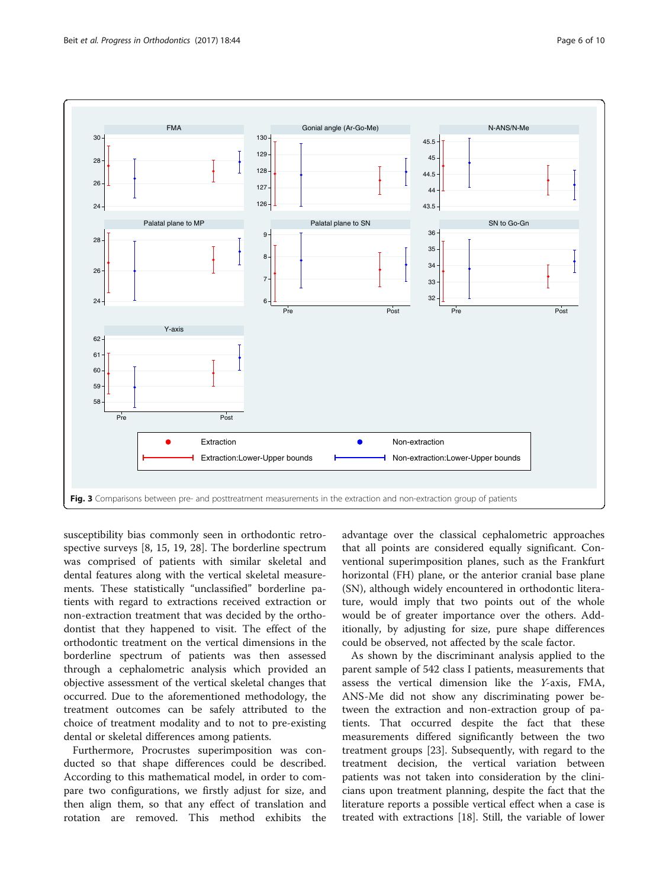FMA

30
28
26
24

Gonial angle (Ar-Go-Me)

130
129
128
127
126

N-ANS/N-Me

45.5
45
44.5
44
43.5

Palatal plane to MP

28
26
24

Palatal plane to SN

9
8
7
6

Pre Post

SN to Go-Gn

36
35
34
33
32

Pre Post

Y-axis

62
61
60
59
58

Pre Post

Extraction

Non-extraction

Extraction:Lower-Upper bounds

Non-extraction:Lower-Upper bounds

**Fig. 3** Comparisons between pre- and posttreatment measurements in the extraction and non-extraction group of patients

susceptibility bias commonly seen in orthodontic retrospective surveys [8, 15, 19, 28]. The borderline spectrum was comprised of patients with similar skeletal and dental features along with the vertical skeletal measurements. These statistically "unclassified" borderline patients with regard to extractions received extraction or non-extraction treatment that was decided by the orthodontist that they happened to visit. The effect of the orthodontic treatment on the vertical dimensions in the borderline spectrum of patients was then assessed through a cephalometric analysis which provided an objective assessment of the vertical skeletal changes that occurred. Due to the aforementioned methodology, the treatment outcomes can be safely attributed to the choice of treatment modality and to not to pre-existing dental or skeletal differences among patients.

Furthermore, Procrustes superimposition was conducted so that shape differences could be described. According to this mathematical model, in order to compare two configurations, we firstly adjust for size, and then align them, so that any effect of translation and rotation are removed. This method exhibits the advantage over the classical cephalometric approaches that all points are considered equally significant. Conventional superimposition planes, such as the Frankfurt horizontal (FH) plane, or the anterior cranial base plane (SN), although widely encountered in orthodontic literature, would imply that two points out of the whole would be of greater importance over the others. Additionally, by adjusting for size, pure shape differences could be observed, not affected by the scale factor.

As shown by the discriminant analysis applied to the parent sample of 542 class I patients, measurements that assess the vertical dimension like the *Y*-axis, FMA, ANS-Me did not show any discriminating power between the extraction and non-extraction group of patients. That occurred despite the fact that these measurements differed significantly between the two treatment groups [23]. Subsequently, with regard to the treatment decision, the vertical variation between patients was not taken into consideration by the clinicians upon treatment planning, despite the fact that the literature reports a possible vertical effect when a case is treated with extractions [18]. Still, the variable of lower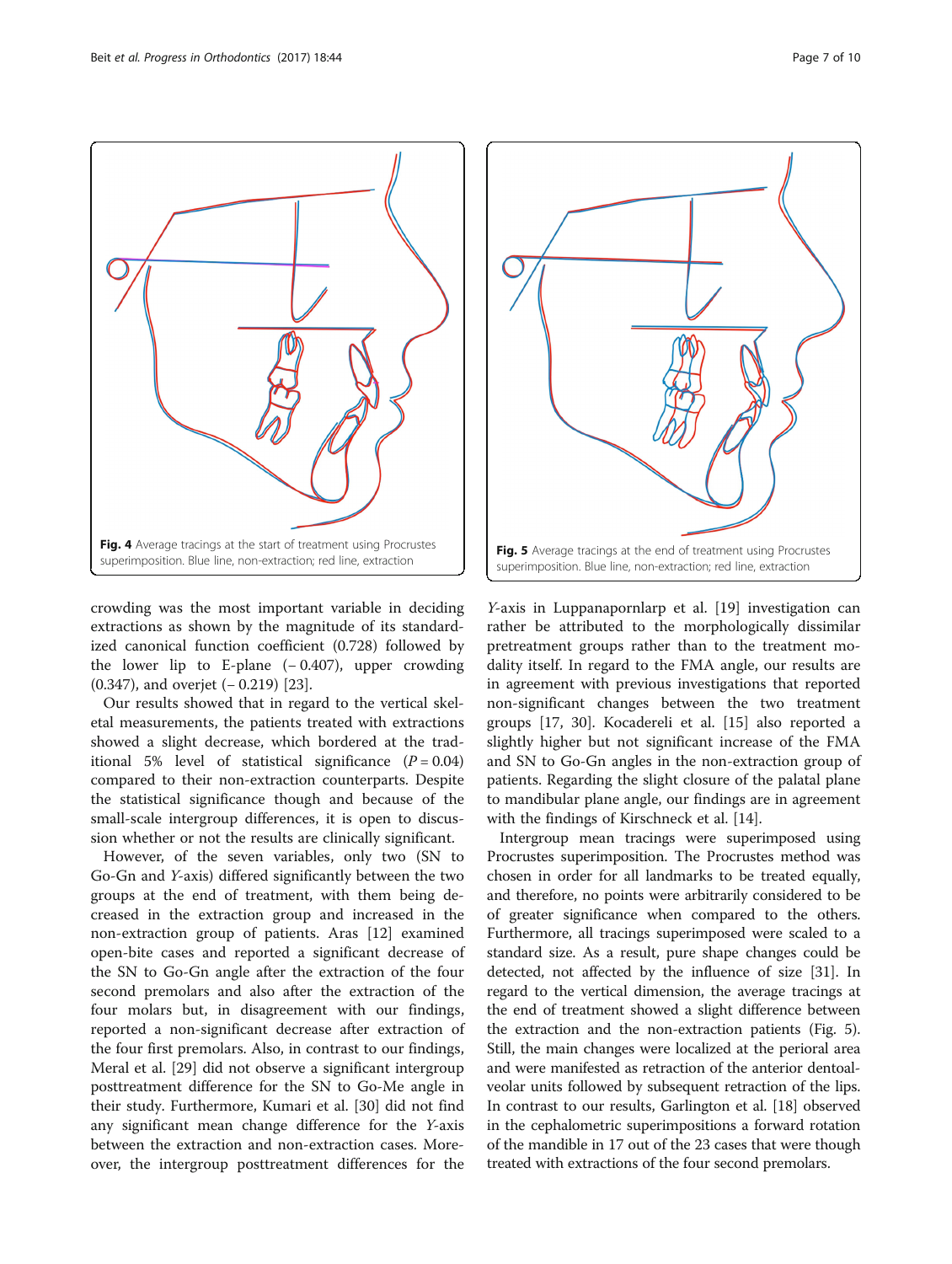Fig. 4 Average tracings at the start of treatment using Procrustes superimposition. Blue line, non-extraction; red line, extraction

Fig. 5 Average tracings at the end of treatment using Procrustes superimposition. Blue line, non-extraction; red line, extraction

crowding was the most important variable in deciding extractions as shown by the magnitude of its standardized canonical function coefficient (0.728) followed by the lower lip to E-plane (− 0.407), upper crowding (0.347), and overjet (− 0.219) [23].

Our results showed that in regard to the vertical skeletal measurements, the patients treated with extractions showed a slight decrease, which bordered at the traditional 5% level of statistical significance ($P = 0.04$) compared to their non-extraction counterparts. Despite the statistical significance though and because of the small-scale intergroup differences, it is open to discussion whether or not the results are clinically significant.

However, of the seven variables, only two (SN to Go-Gn and *Y*-axis) differed significantly between the two groups at the end of treatment, with them being decreased in the extraction group and increased in the non-extraction group of patients. Aras [12] examined open-bite cases and reported a significant decrease of the SN to Go-Gn angle after the extraction of the four second premolars and also after the extraction of the four molars but, in disagreement with our findings, reported a non-significant decrease after extraction of the four first premolars. Also, in contrast to our findings, Meral et al. [29] did not observe a significant intergroup posttreatment difference for the SN to Go-Me angle in their study. Furthermore, Kumari et al. [30] did not find any significant mean change difference for the *Y*-axis between the extraction and non-extraction cases. Moreover, the intergroup posttreatment differences for the *Y*-axis in Luppanapornlarp et al. [19] investigation can rather be attributed to the morphologically dissimilar pretreatment groups rather than to the treatment modality itself. In regard to the FMA angle, our results are in agreement with previous investigations that reported non-significant changes between the two treatment groups [17, 30]. Kocadereli et al. [15] also reported a slightly higher but not significant increase of the FMA and SN to Go-Gn angles in the non-extraction group of patients. Regarding the slight closure of the palatal plane to mandibular plane angle, our findings are in agreement with the findings of Kirschneck et al. [14].

Intergroup mean tracings were superimposed using Procrustes superimposition. The Procrustes method was chosen in order for all landmarks to be treated equally, and therefore, no points were arbitrarily considered to be of greater significance when compared to the others. Furthermore, all tracings superimposed were scaled to a standard size. As a result, pure shape changes could be detected, not affected by the influence of size [31]. In regard to the vertical dimension, the average tracings at the end of treatment showed a slight difference between the extraction and the non-extraction patients (Fig. 5). Still, the main changes were localized at the perioral area and were manifested as retraction of the anterior dentoalveolar units followed by subsequent retraction of the lips. In contrast to our results, Garlington et al. [18] observed in the cephalometric superimpositions a forward rotation of the mandible in 17 out of the 23 cases that were though treated with extractions of the four second premolars.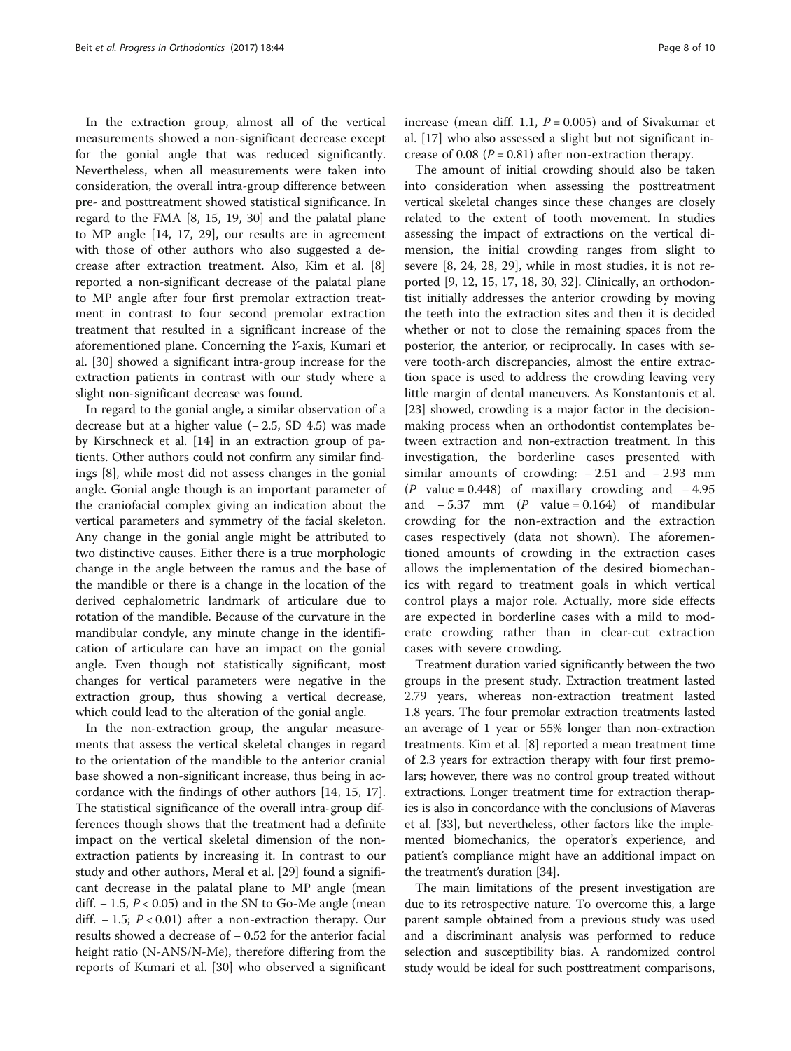In the extraction group, almost all of the vertical measurements showed a non-significant decrease except for the gonial angle that was reduced significantly. Nevertheless, when all measurements were taken into consideration, the overall intra-group difference between pre- and posttreatment showed statistical significance. In regard to the FMA [8, 15, 19, 30] and the palatal plane to MP angle [14, 17, 29], our results are in agreement with those of other authors who also suggested a decrease after extraction treatment. Also, Kim et al. [8] reported a non-significant decrease of the palatal plane to MP angle after four first premolar extraction treatment in contrast to four second premolar extraction treatment that resulted in a significant increase of the aforementioned plane. Concerning the *Y*-axis, Kumari et al. [30] showed a significant intra-group increase for the extraction patients in contrast with our study where a slight non-significant decrease was found.

In regard to the gonial angle, a similar observation of a decrease but at a higher value (− 2.5, SD 4.5) was made by Kirschneck et al. [14] in an extraction group of patients. Other authors could not confirm any similar findings [8], while most did not assess changes in the gonial angle. Gonial angle though is an important parameter of the craniofacial complex giving an indication about the vertical parameters and symmetry of the facial skeleton. Any change in the gonial angle might be attributed to two distinctive causes. Either there is a true morphologic change in the angle between the ramus and the base of the mandible or there is a change in the location of the derived cephalometric landmark of articulare due to rotation of the mandible. Because of the curvature in the mandibular condyle, any minute change in the identification of articulare can have an impact on the gonial angle. Even though not statistically significant, most changes for vertical parameters were negative in the extraction group, thus showing a vertical decrease, which could lead to the alteration of the gonial angle.

In the non-extraction group, the angular measurements that assess the vertical skeletal changes in regard to the orientation of the mandible to the anterior cranial base showed a non-significant increase, thus being in accordance with the findings of other authors [14, 15, 17]. The statistical significance of the overall intra-group differences though shows that the treatment had a definite impact on the vertical skeletal dimension of the non-extraction patients by increasing it. In contrast to our study and other authors, Meral et al. [29] found a significant decrease in the palatal plane to MP angle (mean diff. − 1.5, $P < 0.05$) and in the SN to Go-Me angle (mean diff. − 1.5; $P < 0.01$) after a non-extraction therapy. Our results showed a decrease of − 0.52 for the anterior facial height ratio (N-ANS/N-Me), therefore differing from the reports of Kumari et al. [30] who observed a significant increase (mean diff. 1.1, $P = 0.005$) and of Sivakumar et al. [17] who also assessed a slight but not significant increase of 0.08 ($P = 0.81$) after non-extraction therapy.

The amount of initial crowding should also be taken into consideration when assessing the posttreatment vertical skeletal changes since these changes are closely related to the extent of tooth movement. In studies assessing the impact of extractions on the vertical dimension, the initial crowding ranges from slight to severe [8, 24, 28, 29], while in most studies, it is not reported [9, 12, 15, 17, 18, 30, 32]. Clinically, an orthodontist initially addresses the anterior crowding by moving the teeth into the extraction sites and then it is decided whether or not to close the remaining spaces from the posterior, the anterior, or reciprocally. In cases with severe tooth-arch discrepancies, almost the entire extraction space is used to address the crowding leaving very little margin of dental maneuvers. As Konstantonis et al. [23] showed, crowding is a major factor in the decision-making process when an orthodontist contemplates between extraction and non-extraction treatment. In this investigation, the borderline cases presented with similar amounts of crowding: − 2.51 and − 2.93 mm ($P$ value = 0.448) of maxillary crowding and − 4.95 and − 5.37 mm ($P$ value = 0.164) of mandibular crowding for the non-extraction and the extraction cases respectively (data not shown). The aforementioned amounts of crowding in the extraction cases allows the implementation of the desired biomechanics with regard to treatment goals in which vertical control plays a major role. Actually, more side effects are expected in borderline cases with a mild to moderate crowding rather than in clear-cut extraction cases with severe crowding.

Treatment duration varied significantly between the two groups in the present study. Extraction treatment lasted 2.79 years, whereas non-extraction treatment lasted 1.8 years. The four premolar extraction treatments lasted an average of 1 year or 55% longer than non-extraction treatments. Kim et al. [8] reported a mean treatment time of 2.3 years for extraction therapy with four first premolars; however, there was no control group treated without extractions. Longer treatment time for extraction therapies is also in concordance with the conclusions of Maveras et al. [33], but nevertheless, other factors like the implemented biomechanics, the operator's experience, and patient's compliance might have an additional impact on the treatment's duration [34].

The main limitations of the present investigation are due to its retrospective nature. To overcome this, a large parent sample obtained from a previous study was used and a discriminant analysis was performed to reduce selection and susceptibility bias. A randomized control study would be ideal for such posttreatment comparisons,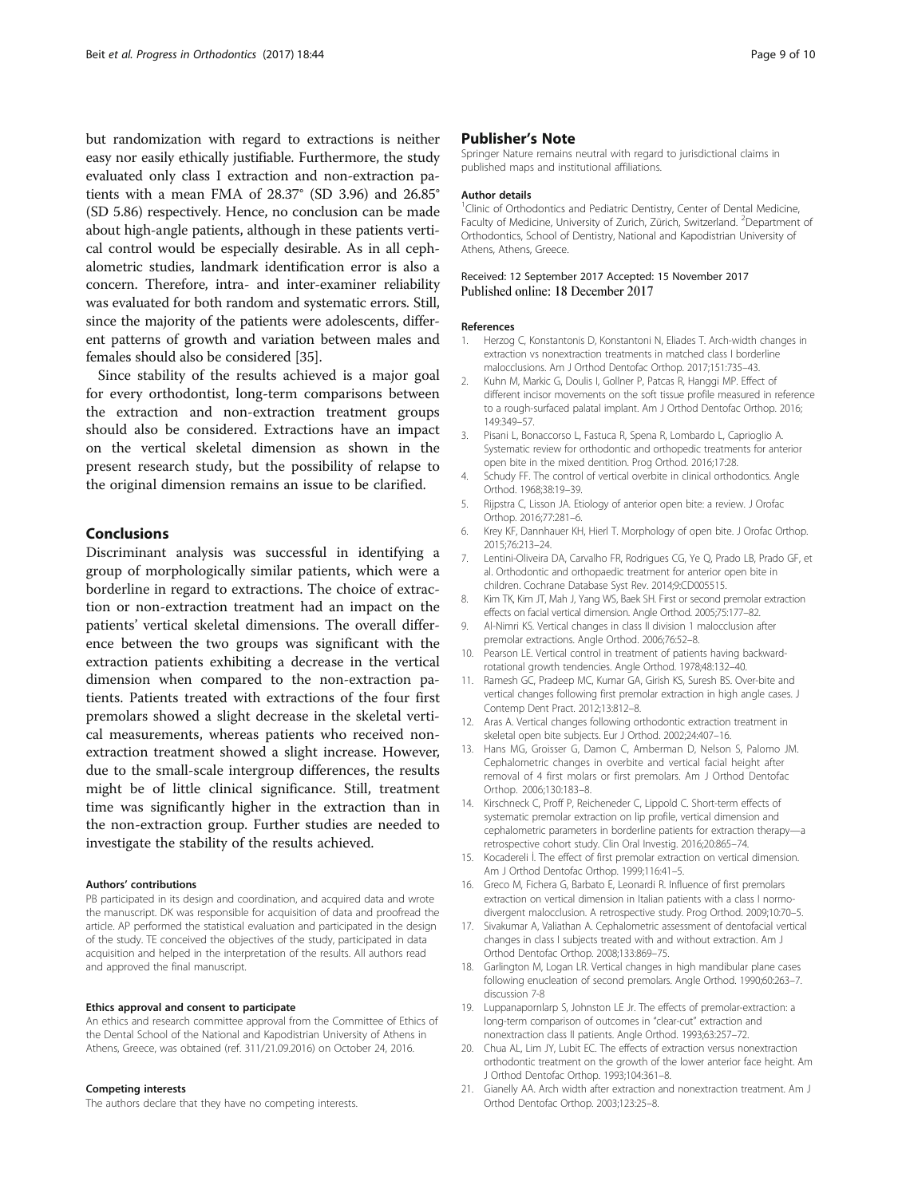but randomization with regard to extractions is neither easy nor easily ethically justifiable. Furthermore, the study evaluated only class I extraction and non-extraction patients with a mean FMA of 28.37° (SD 3.96) and 26.85° (SD 5.86) respectively. Hence, no conclusion can be made about high-angle patients, although in these patients vertical control would be especially desirable. As in all cephalometric studies, landmark identification error is also a concern. Therefore, intra- and inter-examiner reliability was evaluated for both random and systematic errors. Still, since the majority of the patients were adolescents, different patterns of growth and variation between males and females should also be considered [35].

Since stability of the results achieved is a major goal for every orthodontist, long-term comparisons between the extraction and non-extraction treatment groups should also be considered. Extractions have an impact on the vertical skeletal dimension as shown in the present research study, but the possibility of relapse to the original dimension remains an issue to be clarified.

## Conclusions

Discriminant analysis was successful in identifying a group of morphologically similar patients, which were a borderline in regard to extractions. The choice of extraction or non-extraction treatment had an impact on the patients' vertical skeletal dimensions. The overall difference between the two groups was significant with the extraction patients exhibiting a decrease in the vertical dimension when compared to the non-extraction patients. Patients treated with extractions of the four first premolars showed a slight decrease in the skeletal vertical measurements, whereas patients who received non-extraction treatment showed a slight increase. However, due to the small-scale intergroup differences, the results might be of little clinical significance. Still, treatment time was significantly higher in the extraction than in the non-extraction group. Further studies are needed to investigate the stability of the results achieved.

#### Authors' contributions

PB participated in its design and coordination, and acquired data and wrote the manuscript. DK was responsible for acquisition of data and proofread the article. AP performed the statistical evaluation and participated in the design of the study. TE conceived the objectives of the study, participated in data acquisition and helped in the interpretation of the results. All authors read and approved the final manuscript.

#### Ethics approval and consent to participate

An ethics and research committee approval from the Committee of Ethics of the Dental School of the National and Kapodistrian University of Athens in Athens, Greece, was obtained (ref. 311/21.09.2016) on October 24, 2016.

#### Competing interests

The authors declare that they have no competing interests.

## Publisher's Note

Springer Nature remains neutral with regard to jurisdictional claims in published maps and institutional affiliations.

#### Author details

[1]Clinic of Orthodontics and Pediatric Dentistry, Center of Dental Medicine, Faculty of Medicine, University of Zurich, Zürich, Switzerland. [2]Department of Orthodontics, School of Dentistry, National and Kapodistrian University of Athens, Athens, Greece.

Received: 12 September 2017 Accepted: 15 November 2017
Published online: 18 December 2017

#### References

1. Herzog C, Konstantonis D, Konstantoni N, Eliades T. Arch-width changes in extraction vs nonextraction treatments in matched class I borderline malocclusions. Am J Orthod Dentofac Orthop. 2017;151:735–43.
2. Kuhn M, Markic G, Doulis I, Gollner P, Patcas R, Hanggi MP. Effect of different incisor movements on the soft tissue profile measured in reference to a rough-surfaced palatal implant. Am J Orthod Dentofac Orthop. 2016; 149:349–57.
3. Pisani L, Bonaccorso L, Fastuca R, Spena R, Lombardo L, Caprioglio A. Systematic review for orthodontic and orthopedic treatments for anterior open bite in the mixed dentition. Prog Orthod. 2016;17:28.
4. Schudy FF. The control of vertical overbite in clinical orthodontics. Angle Orthod. 1968;38:19–39.
5. Rijpstra C, Lisson JA. Etiology of anterior open bite: a review. J Orofac Orthop. 2016;77:281–6.
6. Krey KF, Dannhauer KH, Hierl T. Morphology of open bite. J Orofac Orthop. 2015;76:213–24.
7. Lentini-Oliveira DA, Carvalho FR, Rodrigues CG, Ye Q, Prado LB, Prado GF, et al. Orthodontic and orthopaedic treatment for anterior open bite in children. Cochrane Database Syst Rev. 2014;9:CD005515.
8. Kim TK, Kim JT, Mah J, Yang WS, Baek SH. First or second premolar extraction effects on facial vertical dimension. Angle Orthod. 2005;75:177–82.
9. Al-Nimri KS. Vertical changes in class II division 1 malocclusion after premolar extractions. Angle Orthod. 2006;76:52–8.
10. Pearson LE. Vertical control in treatment of patients having backward-rotational growth tendencies. Angle Orthod. 1978;48:132–40.
11. Ramesh GC, Pradeep MC, Kumar GA, Girish KS, Suresh BS. Over-bite and vertical changes following first premolar extraction in high angle cases. J Contemp Dent Pract. 2012;13:812–8.
12. Aras A. Vertical changes following orthodontic extraction treatment in skeletal open bite subjects. Eur J Orthod. 2002;24:407–16.
13. Hans MG, Groisser G, Damon C, Amberman D, Nelson S, Palomo JM. Cephalometric changes in overbite and vertical facial height after removal of 4 first molars or first premolars. Am J Orthod Dentofac Orthop. 2006;130:183–8.
14. Kirschneck C, Proff P, Reicheneder C, Lippold C. Short-term effects of systematic premolar extraction on lip profile, vertical dimension and cephalometric parameters in borderline patients for extraction therapy—a retrospective cohort study. Clin Oral Investig. 2016;20:865–74.
15. Kocadereli İ. The effect of first premolar extraction on vertical dimension. Am J Orthod Dentofac Orthop. 1999;116:41–5.
16. Greco M, Fichera G, Barbato E, Leonardi R. Influence of first premolars extraction on vertical dimension in Italian patients with a class I normo-divergent malocclusion. A retrospective study. Prog Orthod. 2009;10:70–5.
17. Sivakumar A, Valiathan A. Cephalometric assessment of dentofacial vertical changes in class I subjects treated with and without extraction. Am J Orthod Dentofac Orthop. 2008;133:869–75.
18. Garlington M, Logan LR. Vertical changes in high mandibular plane cases following enucleation of second premolars. Angle Orthod. 1990;60:263–7. discussion 7-8
19. Luppanapornlarp S, Johnston LE Jr. The effects of premolar-extraction: a long-term comparison of outcomes in "clear-cut" extraction and nonextraction class II patients. Angle Orthod. 1993;63:257–72.
20. Chua AL, Lim JY, Lubit EC. The effects of extraction versus nonextraction orthodontic treatment on the growth of the lower anterior face height. Am J Orthod Dentofac Orthop. 1993;104:361–8.
21. Gianelly AA. Arch width after extraction and nonextraction treatment. Am J Orthod Dentofac Orthop. 2003;123:25–8.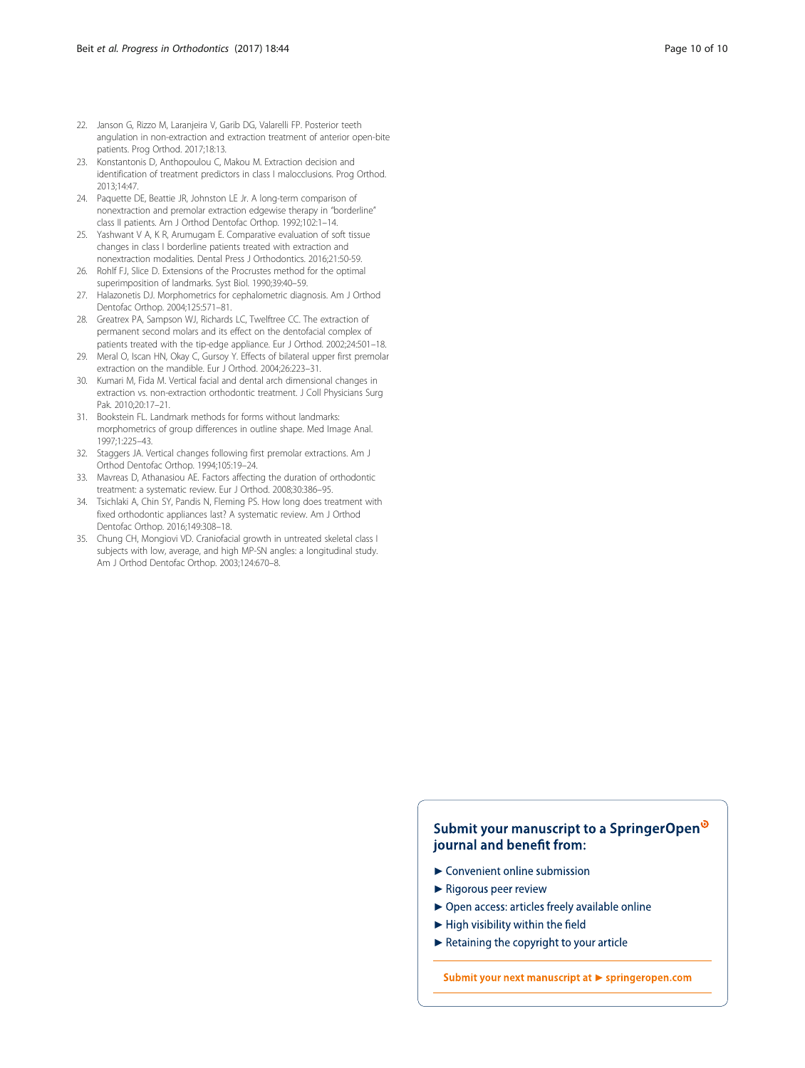22. Janson G, Rizzo M, Laranjeira V, Garib DG, Valarelli FP. Posterior teeth angulation in non-extraction and extraction treatment of anterior open-bite patients. Prog Orthod. 2017;18:13.
23. Konstantonis D, Anthopoulou C, Makou M. Extraction decision and identification of treatment predictors in class I malocclusions. Prog Orthod. 2013;14:47.
24. Paquette DE, Beattie JR, Johnston LE Jr. A long-term comparison of nonextraction and premolar extraction edgewise therapy in "borderline" class II patients. Am J Orthod Dentofac Orthop. 1992;102:1–14.
25. Yashwant V A, K R, Arumugam E. Comparative evaluation of soft tissue changes in class I borderline patients treated with extraction and nonextraction modalities. Dental Press J Orthodontics. 2016;21:50-59.
26. Rohlf FJ, Slice D. Extensions of the Procrustes method for the optimal superimposition of landmarks. Syst Biol. 1990;39:40–59.
27. Halazonetis DJ. Morphometrics for cephalometric diagnosis. Am J Orthod Dentofac Orthop. 2004;125:571–81.
28. Greatrex PA, Sampson WJ, Richards LC, Twelftree CC. The extraction of permanent second molars and its effect on the dentofacial complex of patients treated with the tip-edge appliance. Eur J Orthod. 2002;24:501–18.
29. Meral O, Iscan HN, Okay C, Gursoy Y. Effects of bilateral upper first premolar extraction on the mandible. Eur J Orthod. 2004;26:223–31.
30. Kumari M, Fida M. Vertical facial and dental arch dimensional changes in extraction vs. non-extraction orthodontic treatment. J Coll Physicians Surg Pak. 2010;20:17–21.
31. Bookstein FL. Landmark methods for forms without landmarks: morphometrics of group differences in outline shape. Med Image Anal. 1997;1:225–43.
32. Staggers JA. Vertical changes following first premolar extractions. Am J Orthod Dentofac Orthop. 1994;105:19–24.
33. Mavreas D, Athanasiou AE. Factors affecting the duration of orthodontic treatment: a systematic review. Eur J Orthod. 2008;30:386–95.
34. Tsichlaki A, Chin SY, Pandis N, Fleming PS. How long does treatment with fixed orthodontic appliances last? A systematic review. Am J Orthod Dentofac Orthop. 2016;149:308–18.
35. Chung CH, Mongiovi VD. Craniofacial growth in untreated skeletal class I subjects with low, average, and high MP-SN angles: a longitudinal study. Am J Orthod Dentofac Orthop. 2003;124:670–8.

**Submit your manuscript to a SpringerOpen journal and benefit from:**

- ► Convenient online submission
- ► Rigorous peer review
- ► Open access: articles freely available online
- ► High visibility within the field
- ► Retaining the copyright to your article

**Submit your next manuscript at ► springeropen.com**